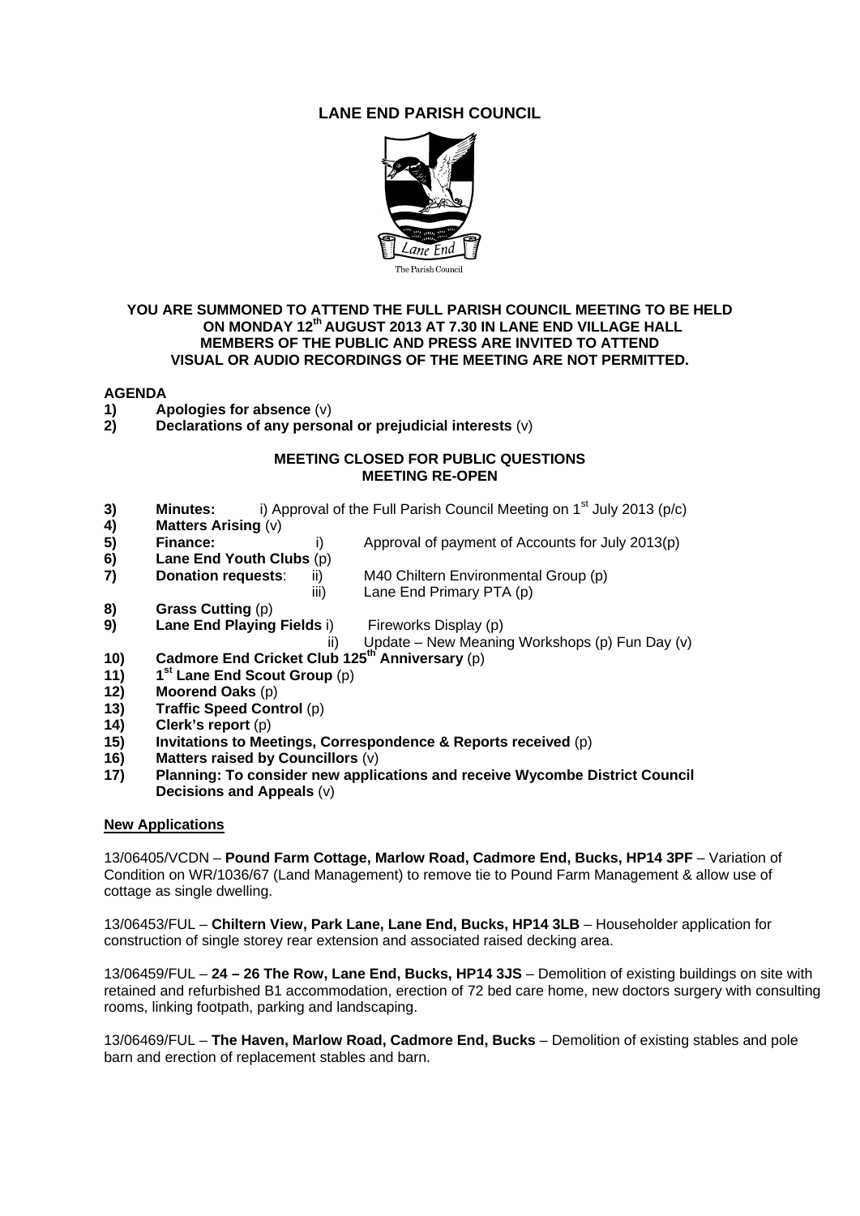# LANE END PARISH COUNCIL

Lane End

The Parish Council

**YOU ARE SUMMONED TO ATTEND THE FULL PARISH COUNCIL MEETING TO BE HELD ON MONDAY 12th AUGUST 2013 AT 7.30 IN LANE END VILLAGE HALL**
**MEMBERS OF THE PUBLIC AND PRESS ARE INVITED TO ATTEND**
**VISUAL OR AUDIO RECORDINGS OF THE MEETING ARE NOT PERMITTED.**

## AGENDA

1) **Apologies for absence** (v)
2) **Declarations of any personal or prejudicial interests** (v)

**MEETING CLOSED FOR PUBLIC QUESTIONS**
**MEETING RE-OPEN**

3) **Minutes:** i) Approval of the Full Parish Council Meeting on 1st July 2013 (p/c)
4) **Matters Arising** (v)
5) **Finance:** i) Approval of payment of Accounts for July 2013(p)
6) **Lane End Youth Clubs** (p)
7) **Donation requests**: ii) M40 Chiltern Environmental Group (p)
   iii) Lane End Primary PTA (p)
8) **Grass Cutting** (p)
9) **Lane End Playing Fields** i) Fireworks Display (p)
   ii) Update – New Meaning Workshops (p) Fun Day (v)
10) **Cadmore End Cricket Club 125th Anniversary** (p)
11) **1st Lane End Scout Group** (p)
12) **Moorend Oaks** (p)
13) **Traffic Speed Control** (p)
14) **Clerk's report** (p)
15) **Invitations to Meetings, Correspondence & Reports received** (p)
16) **Matters raised by Councillors** (v)
17) **Planning: To consider new applications and receive Wycombe District Council Decisions and Appeals** (v)

**New Applications**

13/06405/VCDN – **Pound Farm Cottage, Marlow Road, Cadmore End, Bucks, HP14 3PF** – Variation of Condition on WR/1036/67 (Land Management) to remove tie to Pound Farm Management & allow use of cottage as single dwelling.

13/06453/FUL – **Chiltern View, Park Lane, Lane End, Bucks, HP14 3LB** – Householder application for construction of single storey rear extension and associated raised decking area.

13/06459/FUL – **24 – 26 The Row, Lane End, Bucks, HP14 3JS** – Demolition of existing buildings on site with retained and refurbished B1 accommodation, erection of 72 bed care home, new doctors surgery with consulting rooms, linking footpath, parking and landscaping.

13/06469/FUL – **The Haven, Marlow Road, Cadmore End, Bucks** – Demolition of existing stables and pole barn and erection of replacement stables and barn.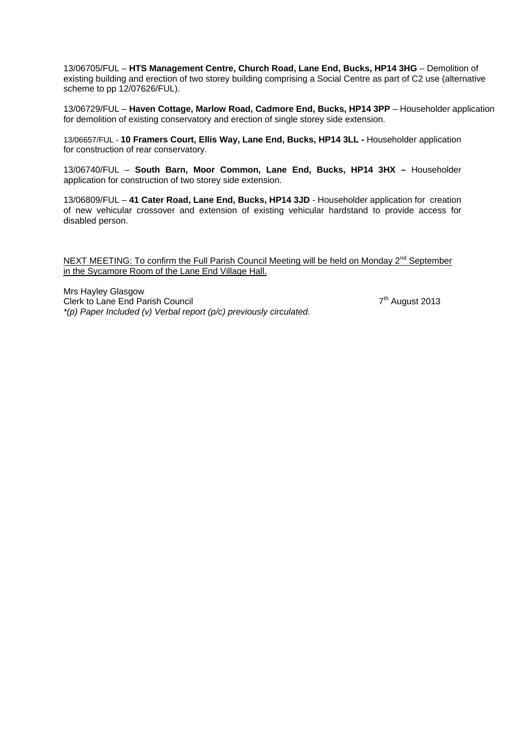13/06705/FUL – **HTS Management Centre, Church Road, Lane End, Bucks, HP14 3HG** – Demolition of existing building and erection of two storey building comprising a Social Centre as part of C2 use (alternative scheme to pp 12/07626/FUL).

13/06729/FUL – **Haven Cottage, Marlow Road, Cadmore End, Bucks, HP14 3PP** – Householder application for demolition of existing conservatory and erection of single storey side extension.

13/06657/FUL - **10 Framers Court, Ellis Way, Lane End, Bucks, HP14 3LL -** Householder application for construction of rear conservatory.

13/06740/FUL – **South Barn, Moor Common, Lane End, Bucks, HP14 3HX –** Householder application for construction of two storey side extension.

13/06809/FUL – **41 Cater Road, Lane End, Bucks, HP14 3JD** - Householder application for creation of new vehicular crossover and extension of existing vehicular hardstand to provide access for disabled person.

NEXT MEETING: To confirm the Full Parish Council Meeting will be held on Monday 2nd September in the Sycamore Room of the Lane End Village Hall.

Mrs Hayley Glasgow
Clerk to Lane End Parish Council 7th August 2013
*\*(p) Paper Included (v) Verbal report (p/c) previously circulated.*